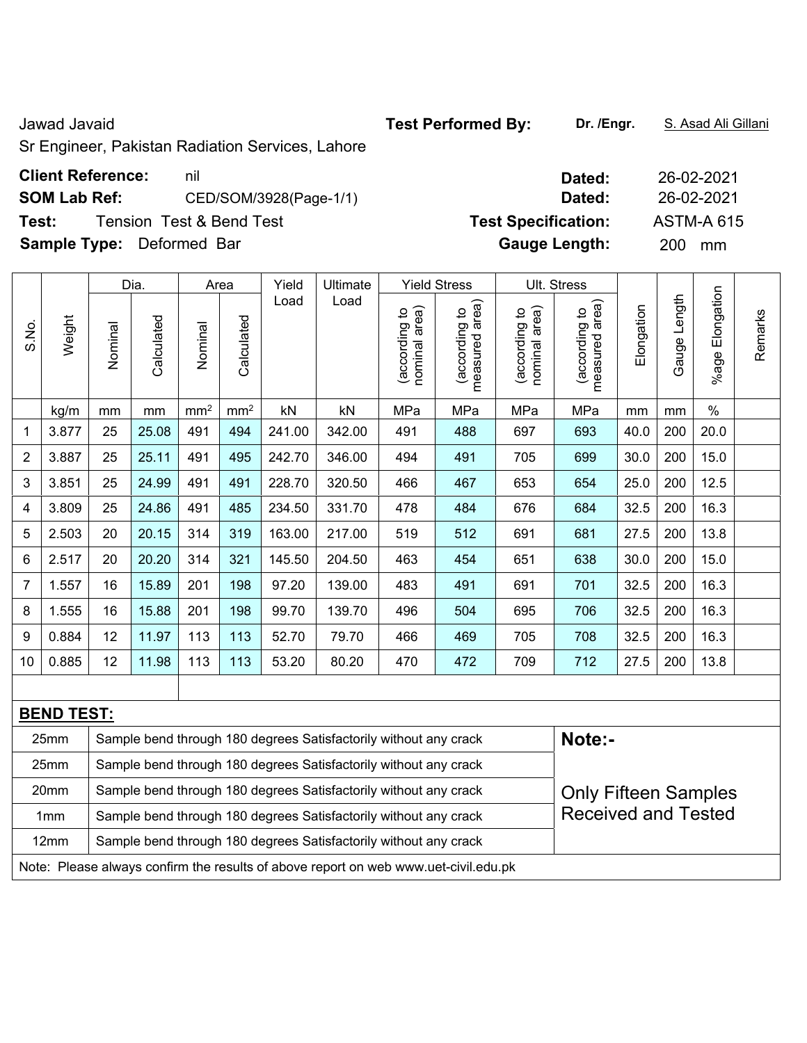Jawad Javaid

Sr Engineer, Pakistan Radiation Services, Lahore

**Test Performed By:** Dr. /Engr. S. Asad Ali Gillani

**Client Reference:** nil **Dated:** 26-02-2021

**SOM Lab Ref:** CED/SOM/3928(Page-1/1) **Dated:** 26-02-2021

**Test:** Tension Test & Bend Test **Test Specification:** ASTM-A 615

**Sample Type:** Deformed Bar **Gauge Length:** 200 mm

| S.No. | Weight | Dia. | | Area | | Yield Load | Ultimate Load | Yield Stress | | Ult. Stress | | Elongation | Gauge Length | %age Elongation | Remarks |
|---|---|---|---|---|---|---|---|---|---|---|---|---|---|---|---|
| | | Nominal | Calculated | Nominal | Calculated | | | (according to nominal area) | (according to measured area) | (according to nominal area) | (according to measured area) | | | | |
| | kg/m | mm | mm | mm² | mm² | kN | kN | MPa | MPa | MPa | MPa | mm | mm | % | |
| 1 | 3.877 | 25 | 25.08 | 491 | 494 | 241.00 | 342.00 | 491 | 488 | 697 | 693 | 40.0 | 200 | 20.0 | |
| 2 | 3.887 | 25 | 25.11 | 491 | 495 | 242.70 | 346.00 | 494 | 491 | 705 | 699 | 30.0 | 200 | 15.0 | |
| 3 | 3.851 | 25 | 24.99 | 491 | 491 | 228.70 | 320.50 | 466 | 467 | 653 | 654 | 25.0 | 200 | 12.5 | |
| 4 | 3.809 | 25 | 24.86 | 491 | 485 | 234.50 | 331.70 | 478 | 484 | 676 | 684 | 32.5 | 200 | 16.3 | |
| 5 | 2.503 | 20 | 20.15 | 314 | 319 | 163.00 | 217.00 | 519 | 512 | 691 | 681 | 27.5 | 200 | 13.8 | |
| 6 | 2.517 | 20 | 20.20 | 314 | 321 | 145.50 | 204.50 | 463 | 454 | 651 | 638 | 30.0 | 200 | 15.0 | |
| 7 | 1.557 | 16 | 15.89 | 201 | 198 | 97.20 | 139.00 | 483 | 491 | 691 | 701 | 32.5 | 200 | 16.3 | |
| 8 | 1.555 | 16 | 15.88 | 201 | 198 | 99.70 | 139.70 | 496 | 504 | 695 | 706 | 32.5 | 200 | 16.3 | |
| 9 | 0.884 | 12 | 11.97 | 113 | 113 | 52.70 | 79.70 | 466 | 469 | 705 | 708 | 32.5 | 200 | 16.3 | |
| 10 | 0.885 | 12 | 11.98 | 113 | 113 | 53.20 | 80.20 | 470 | 472 | 709 | 712 | 27.5 | 200 | 13.8 | |

**BEND TEST:**

| Size | Result |
|---|---|
| 25mm | Sample bend through 180 degrees Satisfactorily without any crack |
| 25mm | Sample bend through 180 degrees Satisfactorily without any crack |
| 20mm | Sample bend through 180 degrees Satisfactorily without any crack |
| 1mm | Sample bend through 180 degrees Satisfactorily without any crack |
| 12mm | Sample bend through 180 degrees Satisfactorily without any crack |

**Note:-**

Only Fifteen Samples Received and Tested

Note: Please always confirm the results of above report on web www.uet-civil.edu.pk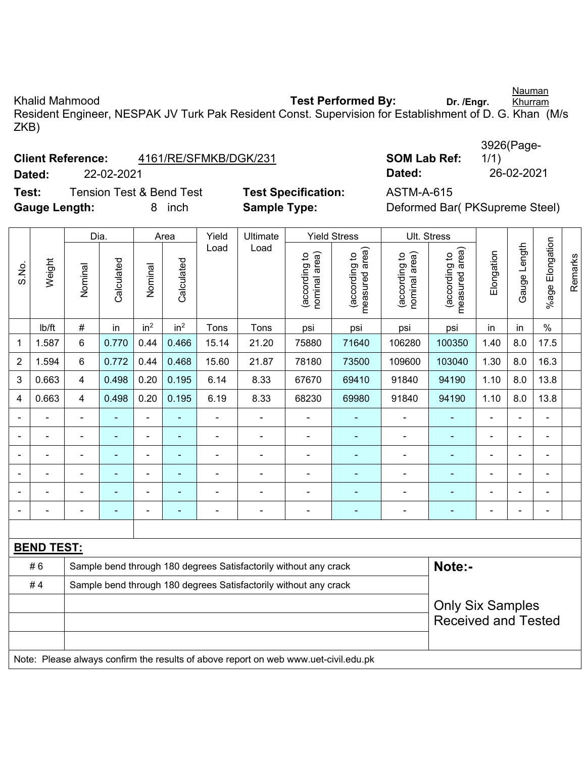Khalid Mahmood **Test Performed By:** **Dr. /Engr.** Nauman Khurram

Resident Engineer, NESPAK JV Turk Pak Resident Const. Supervision for Establishment of D. G. Khan (M/s ZKB)

**Client Reference:** 4161/RE/SFMKB/DGK/231 **SOM Lab Ref:** 3926(Page-1/1)

**Dated:** 22-02-2021 **Dated:** 26-02-2021

**Test:** Tension Test & Bend Test **Test Specification:** ASTM-A-615

**Gauge Length:** 8 inch **Sample Type:** Deformed Bar( PKSupreme Steel)

| S.No. | Weight | Dia. | | Area | | Yield Load | Ultimate Load | Yield Stress | | Ult. Stress | | Elongation | Gauge Length | %age Elongation | Remarks |
|---|---|---|---|---|---|---|---|---|---|---|---|---|---|---|---|
| | | Nominal | Calculated | Nominal | Calculated | | | (according to nominal area) | (according to measured area) | (according to nominal area) | (according to measured area) | | | | |
| | lb/ft | # | in | $in^2$ | $in^2$ | Tons | Tons | psi | psi | psi | psi | in | in | % | |
| 1 | 1.587 | 6 | 0.770 | 0.44 | 0.466 | 15.14 | 21.20 | 75880 | 71640 | 106280 | 100350 | 1.40 | 8.0 | 17.5 | |
| 2 | 1.594 | 6 | 0.772 | 0.44 | 0.468 | 15.60 | 21.87 | 78180 | 73500 | 109600 | 103040 | 1.30 | 8.0 | 16.3 | |
| 3 | 0.663 | 4 | 0.498 | 0.20 | 0.195 | 6.14 | 8.33 | 67670 | 69410 | 91840 | 94190 | 1.10 | 8.0 | 13.8 | |
| 4 | 0.663 | 4 | 0.498 | 0.20 | 0.195 | 6.19 | 8.33 | 68230 | 69980 | 91840 | 94190 | 1.10 | 8.0 | 13.8 | |
| - | - | - | - | - | - | - | - | - | - | - | - | - | - | - | |
| - | - | - | - | - | - | - | - | - | - | - | - | - | - | - | |
| - | - | - | - | - | - | - | - | - | - | - | - | - | - | - | |
| - | - | - | - | - | - | - | - | - | - | - | - | - | - | - | |
| - | - | - | - | - | - | - | - | - | - | - | - | - | - | - | |
| - | - | - | - | - | - | - | - | - | - | - | - | - | - | - | |

**BEND TEST:**

| | |
|---|---|
| # 6 | Sample bend through 180 degrees Satisfactorily without any crack |
| # 4 | Sample bend through 180 degrees Satisfactorily without any crack |

**Note:-**

Only Six Samples Received and Tested

Note: Please always confirm the results of above report on web www.uet-civil.edu.pk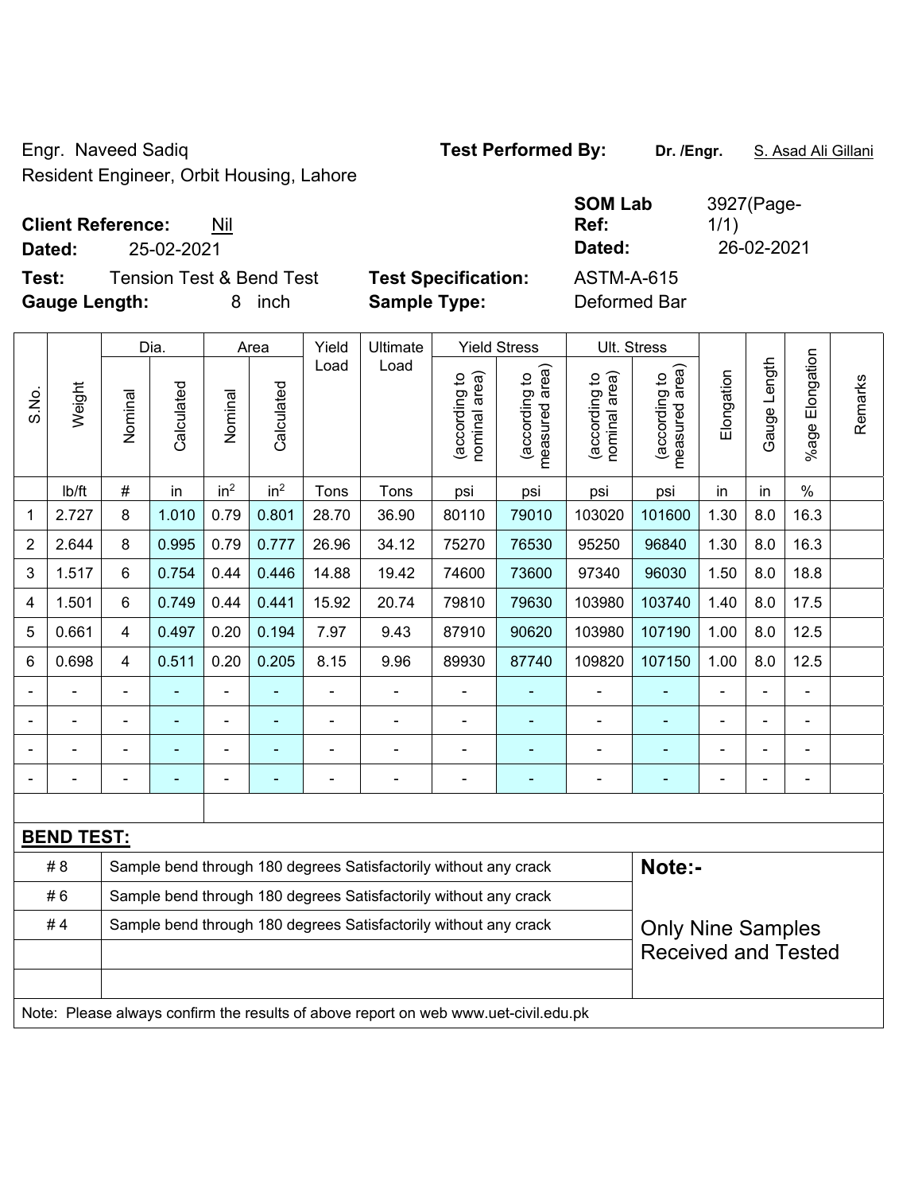Engr. Naveed Sadiq
Resident Engineer, Orbit Housing, Lahore

**Test Performed By:** Dr. /Engr. S. Asad Ali Gillani

**Client Reference:** Nil
**Dated:** 25-02-2021

**SOM Lab Ref:** 3927(Page-1/1)
**Dated:** 26-02-2021

**Test:** Tension Test & Bend Test
**Gauge Length:** 8 inch

**Test Specification:** ASTM-A-615
**Sample Type:** Deformed Bar

| S.No. | Weight | Dia. | | Area | | Yield Load | Ultimate Load | Yield Stress | | Ult. Stress | | Elongation | Gauge Length | %age Elongation | Remarks |
|---|---|---|---|---|---|---|---|---|---|---|---|---|---|---|---|
| | | Nominal | Calculated | Nominal | Calculated | | | (according to nominal area) | (according to measured area) | (according to nominal area) | (according to measured area) | | | | |
| | lb/ft | # | in | in² | in² | Tons | Tons | psi | psi | psi | psi | in | in | % | |
| 1 | 2.727 | 8 | 1.010 | 0.79 | 0.801 | 28.70 | 36.90 | 80110 | 79010 | 103020 | 101600 | 1.30 | 8.0 | 16.3 | |
| 2 | 2.644 | 8 | 0.995 | 0.79 | 0.777 | 26.96 | 34.12 | 75270 | 76530 | 95250 | 96840 | 1.30 | 8.0 | 16.3 | |
| 3 | 1.517 | 6 | 0.754 | 0.44 | 0.446 | 14.88 | 19.42 | 74600 | 73600 | 97340 | 96030 | 1.50 | 8.0 | 18.8 | |
| 4 | 1.501 | 6 | 0.749 | 0.44 | 0.441 | 15.92 | 20.74 | 79810 | 79630 | 103980 | 103740 | 1.40 | 8.0 | 17.5 | |
| 5 | 0.661 | 4 | 0.497 | 0.20 | 0.194 | 7.97 | 9.43 | 87910 | 90620 | 103980 | 107190 | 1.00 | 8.0 | 12.5 | |
| 6 | 0.698 | 4 | 0.511 | 0.20 | 0.205 | 8.15 | 9.96 | 89930 | 87740 | 109820 | 107150 | 1.00 | 8.0 | 12.5 | |
| - | - | - | - | - | - | - | - | - | - | - | - | - | - | - | |
| - | - | - | - | - | - | - | - | - | - | - | - | - | - | - | |
| - | - | - | - | - | - | - | - | - | - | - | - | - | - | - | |
| - | - | - | - | - | - | - | - | - | - | - | - | - | - | - | |

**BEND TEST:**

| | | |
|---|---|---|
| # 8 | Sample bend through 180 degrees Satisfactorily without any crack | **Note:-** |
| # 6 | Sample bend through 180 degrees Satisfactorily without any crack | |
| # 4 | Sample bend through 180 degrees Satisfactorily without any crack | Only Nine Samples Received and Tested |

Note: Please always confirm the results of above report on web www.uet-civil.edu.pk